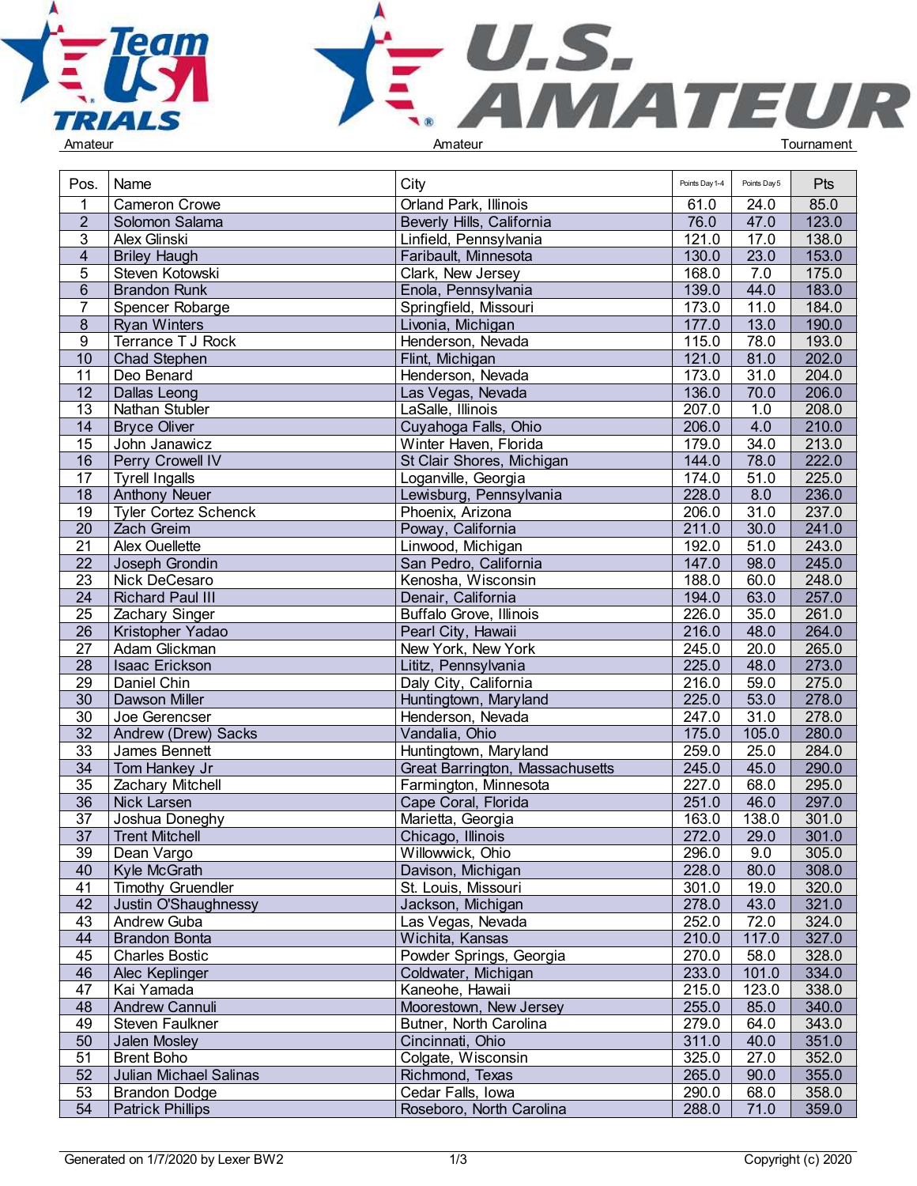Amateur | Amateur | Tournament

| Pos. | Name | City | Points Day 1-4 | Points Day 5 | Pts |
|---|---|---|---|---|---|
| 1 | Cameron Crowe | Orland Park, Illinois | 61.0 | 24.0 | 85.0 |
| 2 | Solomon Salama | Beverly Hills, California | 76.0 | 47.0 | 123.0 |
| 3 | Alex Glinski | Linfield, Pennsylvania | 121.0 | 17.0 | 138.0 |
| 4 | Briley Haugh | Faribault, Minnesota | 130.0 | 23.0 | 153.0 |
| 5 | Steven Kotowski | Clark, New Jersey | 168.0 | 7.0 | 175.0 |
| 6 | Brandon Runk | Enola, Pennsylvania | 139.0 | 44.0 | 183.0 |
| 7 | Spencer Robarge | Springfield, Missouri | 173.0 | 11.0 | 184.0 |
| 8 | Ryan Winters | Livonia, Michigan | 177.0 | 13.0 | 190.0 |
| 9 | Terrance T J Rock | Henderson, Nevada | 115.0 | 78.0 | 193.0 |
| 10 | Chad Stephen | Flint, Michigan | 121.0 | 81.0 | 202.0 |
| 11 | Deo Benard | Henderson, Nevada | 173.0 | 31.0 | 204.0 |
| 12 | Dallas Leong | Las Vegas, Nevada | 136.0 | 70.0 | 206.0 |
| 13 | Nathan Stubler | LaSalle, Illinois | 207.0 | 1.0 | 208.0 |
| 14 | Bryce Oliver | Cuyahoga Falls, Ohio | 206.0 | 4.0 | 210.0 |
| 15 | John Janawicz | Winter Haven, Florida | 179.0 | 34.0 | 213.0 |
| 16 | Perry Crowell IV | St Clair Shores, Michigan | 144.0 | 78.0 | 222.0 |
| 17 | Tyrell Ingalls | Loganville, Georgia | 174.0 | 51.0 | 225.0 |
| 18 | Anthony Neuer | Lewisburg, Pennsylvania | 228.0 | 8.0 | 236.0 |
| 19 | Tyler Cortez Schenck | Phoenix, Arizona | 206.0 | 31.0 | 237.0 |
| 20 | Zach Greim | Poway, California | 211.0 | 30.0 | 241.0 |
| 21 | Alex Ouellette | Linwood, Michigan | 192.0 | 51.0 | 243.0 |
| 22 | Joseph Grondin | San Pedro, California | 147.0 | 98.0 | 245.0 |
| 23 | Nick DeCesaro | Kenosha, Wisconsin | 188.0 | 60.0 | 248.0 |
| 24 | Richard Paul III | Denair, California | 194.0 | 63.0 | 257.0 |
| 25 | Zachary Singer | Buffalo Grove, Illinois | 226.0 | 35.0 | 261.0 |
| 26 | Kristopher Yadao | Pearl City, Hawaii | 216.0 | 48.0 | 264.0 |
| 27 | Adam Glickman | New York, New York | 245.0 | 20.0 | 265.0 |
| 28 | Isaac Erickson | Lititz, Pennsylvania | 225.0 | 48.0 | 273.0 |
| 29 | Daniel Chin | Daly City, California | 216.0 | 59.0 | 275.0 |
| 30 | Dawson Miller | Huntingtown, Maryland | 225.0 | 53.0 | 278.0 |
| 30 | Joe Gerencser | Henderson, Nevada | 247.0 | 31.0 | 278.0 |
| 32 | Andrew (Drew) Sacks | Vandalia, Ohio | 175.0 | 105.0 | 280.0 |
| 33 | James Bennett | Huntingtown, Maryland | 259.0 | 25.0 | 284.0 |
| 34 | Tom Hankey Jr | Great Barrington, Massachusetts | 245.0 | 45.0 | 290.0 |
| 35 | Zachary Mitchell | Farmington, Minnesota | 227.0 | 68.0 | 295.0 |
| 36 | Nick Larsen | Cape Coral, Florida | 251.0 | 46.0 | 297.0 |
| 37 | Joshua Doneghy | Marietta, Georgia | 163.0 | 138.0 | 301.0 |
| 37 | Trent Mitchell | Chicago, Illinois | 272.0 | 29.0 | 301.0 |
| 39 | Dean Vargo | Willowwick, Ohio | 296.0 | 9.0 | 305.0 |
| 40 | Kyle McGrath | Davison, Michigan | 228.0 | 80.0 | 308.0 |
| 41 | Timothy Gruendler | St. Louis, Missouri | 301.0 | 19.0 | 320.0 |
| 42 | Justin O'Shaughnessy | Jackson, Michigan | 278.0 | 43.0 | 321.0 |
| 43 | Andrew Guba | Las Vegas, Nevada | 252.0 | 72.0 | 324.0 |
| 44 | Brandon Bonta | Wichita, Kansas | 210.0 | 117.0 | 327.0 |
| 45 | Charles Bostic | Powder Springs, Georgia | 270.0 | 58.0 | 328.0 |
| 46 | Alec Keplinger | Coldwater, Michigan | 233.0 | 101.0 | 334.0 |
| 47 | Kai Yamada | Kaneohe, Hawaii | 215.0 | 123.0 | 338.0 |
| 48 | Andrew Cannuli | Moorestown, New Jersey | 255.0 | 85.0 | 340.0 |
| 49 | Steven Faulkner | Butner, North Carolina | 279.0 | 64.0 | 343.0 |
| 50 | Jalen Mosley | Cincinnati, Ohio | 311.0 | 40.0 | 351.0 |
| 51 | Brent Boho | Colgate, Wisconsin | 325.0 | 27.0 | 352.0 |
| 52 | Julian Michael Salinas | Richmond, Texas | 265.0 | 90.0 | 355.0 |
| 53 | Brandon Dodge | Cedar Falls, Iowa | 290.0 | 68.0 | 358.0 |
| 54 | Patrick Phillips | Roseboro, North Carolina | 288.0 | 71.0 | 359.0 |

Generated on 1/7/2020 by Lexer BW2 | Copyright (c) 2020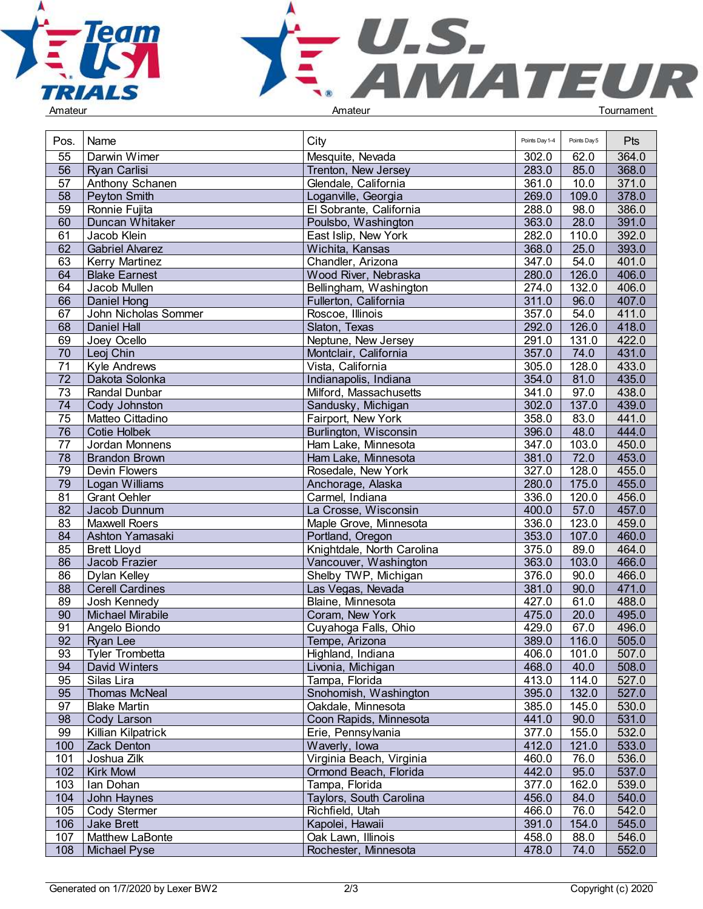| Pos. | Name | City | Points Day 1-4 | Points Day 5 | Pts |
|---|---|---|---|---|---|
| 55 | Darwin Wimer | Mesquite, Nevada | 302.0 | 62.0 | 364.0 |
| 56 | Ryan Carlisi | Trenton, New Jersey | 283.0 | 85.0 | 368.0 |
| 57 | Anthony Schanen | Glendale, California | 361.0 | 10.0 | 371.0 |
| 58 | Peyton Smith | Loganville, Georgia | 269.0 | 109.0 | 378.0 |
| 59 | Ronnie Fujita | El Sobrante, California | 288.0 | 98.0 | 386.0 |
| 60 | Duncan Whitaker | Poulsbo, Washington | 363.0 | 28.0 | 391.0 |
| 61 | Jacob Klein | East Islip, New York | 282.0 | 110.0 | 392.0 |
| 62 | Gabriel Alvarez | Wichita, Kansas | 368.0 | 25.0 | 393.0 |
| 63 | Kerry Martinez | Chandler, Arizona | 347.0 | 54.0 | 401.0 |
| 64 | Blake Earnest | Wood River, Nebraska | 280.0 | 126.0 | 406.0 |
| 64 | Jacob Mullen | Bellingham, Washington | 274.0 | 132.0 | 406.0 |
| 66 | Daniel Hong | Fullerton, California | 311.0 | 96.0 | 407.0 |
| 67 | John Nicholas Sommer | Roscoe, Illinois | 357.0 | 54.0 | 411.0 |
| 68 | Daniel Hall | Slaton, Texas | 292.0 | 126.0 | 418.0 |
| 69 | Joey Ocello | Neptune, New Jersey | 291.0 | 131.0 | 422.0 |
| 70 | Leoj Chin | Montclair, California | 357.0 | 74.0 | 431.0 |
| 71 | Kyle Andrews | Vista, California | 305.0 | 128.0 | 433.0 |
| 72 | Dakota Solonka | Indianapolis, Indiana | 354.0 | 81.0 | 435.0 |
| 73 | Randal Dunbar | Milford, Massachusetts | 341.0 | 97.0 | 438.0 |
| 74 | Cody Johnston | Sandusky, Michigan | 302.0 | 137.0 | 439.0 |
| 75 | Matteo Cittadino | Fairport, New York | 358.0 | 83.0 | 441.0 |
| 76 | Cotie Holbek | Burlington, Wisconsin | 396.0 | 48.0 | 444.0 |
| 77 | Jordan Monnens | Ham Lake, Minnesota | 347.0 | 103.0 | 450.0 |
| 78 | Brandon Brown | Ham Lake, Minnesota | 381.0 | 72.0 | 453.0 |
| 79 | Devin Flowers | Rosedale, New York | 327.0 | 128.0 | 455.0 |
| 79 | Logan Williams | Anchorage, Alaska | 280.0 | 175.0 | 455.0 |
| 81 | Grant Oehler | Carmel, Indiana | 336.0 | 120.0 | 456.0 |
| 82 | Jacob Dunnum | La Crosse, Wisconsin | 400.0 | 57.0 | 457.0 |
| 83 | Maxwell Roers | Maple Grove, Minnesota | 336.0 | 123.0 | 459.0 |
| 84 | Ashton Yamasaki | Portland, Oregon | 353.0 | 107.0 | 460.0 |
| 85 | Brett Lloyd | Knightdale, North Carolina | 375.0 | 89.0 | 464.0 |
| 86 | Jacob Frazier | Vancouver, Washington | 363.0 | 103.0 | 466.0 |
| 86 | Dylan Kelley | Shelby TWP, Michigan | 376.0 | 90.0 | 466.0 |
| 88 | Cerell Cardines | Las Vegas, Nevada | 381.0 | 90.0 | 471.0 |
| 89 | Josh Kennedy | Blaine, Minnesota | 427.0 | 61.0 | 488.0 |
| 90 | Michael Mirabile | Coram, New York | 475.0 | 20.0 | 495.0 |
| 91 | Angelo Biondo | Cuyahoga Falls, Ohio | 429.0 | 67.0 | 496.0 |
| 92 | Ryan Lee | Tempe, Arizona | 389.0 | 116.0 | 505.0 |
| 93 | Tyler Trombetta | Highland, Indiana | 406.0 | 101.0 | 507.0 |
| 94 | David Winters | Livonia, Michigan | 468.0 | 40.0 | 508.0 |
| 95 | Silas Lira | Tampa, Florida | 413.0 | 114.0 | 527.0 |
| 95 | Thomas McNeal | Snohomish, Washington | 395.0 | 132.0 | 527.0 |
| 97 | Blake Martin | Oakdale, Minnesota | 385.0 | 145.0 | 530.0 |
| 98 | Cody Larson | Coon Rapids, Minnesota | 441.0 | 90.0 | 531.0 |
| 99 | Killian Kilpatrick | Erie, Pennsylvania | 377.0 | 155.0 | 532.0 |
| 100 | Zack Denton | Waverly, Iowa | 412.0 | 121.0 | 533.0 |
| 101 | Joshua Zilk | Virginia Beach, Virginia | 460.0 | 76.0 | 536.0 |
| 102 | Kirk Mowl | Ormond Beach, Florida | 442.0 | 95.0 | 537.0 |
| 103 | Ian Dohan | Tampa, Florida | 377.0 | 162.0 | 539.0 |
| 104 | John Haynes | Taylors, South Carolina | 456.0 | 84.0 | 540.0 |
| 105 | Cody Stermer | Richfield, Utah | 466.0 | 76.0 | 542.0 |
| 106 | Jake Brett | Kapolei, Hawaii | 391.0 | 154.0 | 545.0 |
| 107 | Matthew LaBonte | Oak Lawn, Illinois | 458.0 | 88.0 | 546.0 |
| 108 | Michael Pyse | Rochester, Minnesota | 478.0 | 74.0 | 552.0 |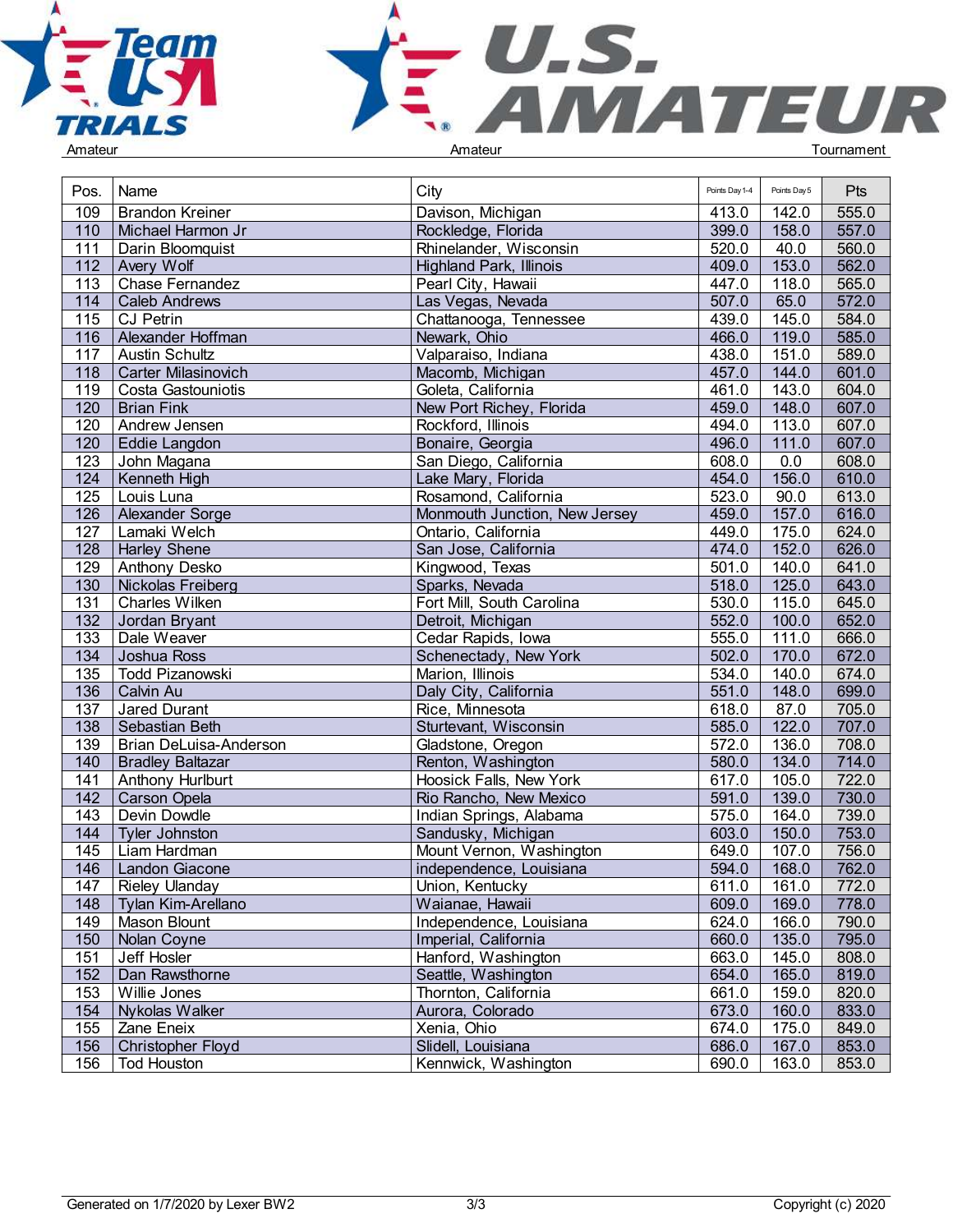| Pos. | Name | City | Points Day 1-4 | Points Day 5 | Pts |
|---|---|---|---|---|---|
| 109 | Brandon Kreiner | Davison, Michigan | 413.0 | 142.0 | 555.0 |
| 110 | Michael Harmon Jr | Rockledge, Florida | 399.0 | 158.0 | 557.0 |
| 111 | Darin Bloomquist | Rhinelander, Wisconsin | 520.0 | 40.0 | 560.0 |
| 112 | Avery Wolf | Highland Park, Illinois | 409.0 | 153.0 | 562.0 |
| 113 | Chase Fernandez | Pearl City, Hawaii | 447.0 | 118.0 | 565.0 |
| 114 | Caleb Andrews | Las Vegas, Nevada | 507.0 | 65.0 | 572.0 |
| 115 | CJ Petrin | Chattanooga, Tennessee | 439.0 | 145.0 | 584.0 |
| 116 | Alexander Hoffman | Newark, Ohio | 466.0 | 119.0 | 585.0 |
| 117 | Austin Schultz | Valparaiso, Indiana | 438.0 | 151.0 | 589.0 |
| 118 | Carter Milasinovich | Macomb, Michigan | 457.0 | 144.0 | 601.0 |
| 119 | Costa Gastouniotis | Goleta, California | 461.0 | 143.0 | 604.0 |
| 120 | Brian Fink | New Port Richey, Florida | 459.0 | 148.0 | 607.0 |
| 120 | Andrew Jensen | Rockford, Illinois | 494.0 | 113.0 | 607.0 |
| 120 | Eddie Langdon | Bonaire, Georgia | 496.0 | 111.0 | 607.0 |
| 123 | John Magana | San Diego, California | 608.0 | 0.0 | 608.0 |
| 124 | Kenneth High | Lake Mary, Florida | 454.0 | 156.0 | 610.0 |
| 125 | Louis Luna | Rosamond, California | 523.0 | 90.0 | 613.0 |
| 126 | Alexander Sorge | Monmouth Junction, New Jersey | 459.0 | 157.0 | 616.0 |
| 127 | Lamaki Welch | Ontario, California | 449.0 | 175.0 | 624.0 |
| 128 | Harley Shene | San Jose, California | 474.0 | 152.0 | 626.0 |
| 129 | Anthony Desko | Kingwood, Texas | 501.0 | 140.0 | 641.0 |
| 130 | Nickolas Freiberg | Sparks, Nevada | 518.0 | 125.0 | 643.0 |
| 131 | Charles Wilken | Fort Mill, South Carolina | 530.0 | 115.0 | 645.0 |
| 132 | Jordan Bryant | Detroit, Michigan | 552.0 | 100.0 | 652.0 |
| 133 | Dale Weaver | Cedar Rapids, Iowa | 555.0 | 111.0 | 666.0 |
| 134 | Joshua Ross | Schenectady, New York | 502.0 | 170.0 | 672.0 |
| 135 | Todd Pizanowski | Marion, Illinois | 534.0 | 140.0 | 674.0 |
| 136 | Calvin Au | Daly City, California | 551.0 | 148.0 | 699.0 |
| 137 | Jared Durant | Rice, Minnesota | 618.0 | 87.0 | 705.0 |
| 138 | Sebastian Beth | Sturtevant, Wisconsin | 585.0 | 122.0 | 707.0 |
| 139 | Brian DeLuisa-Anderson | Gladstone, Oregon | 572.0 | 136.0 | 708.0 |
| 140 | Bradley Baltazar | Renton, Washington | 580.0 | 134.0 | 714.0 |
| 141 | Anthony Hurlburt | Hoosick Falls, New York | 617.0 | 105.0 | 722.0 |
| 142 | Carson Opela | Rio Rancho, New Mexico | 591.0 | 139.0 | 730.0 |
| 143 | Devin Dowdle | Indian Springs, Alabama | 575.0 | 164.0 | 739.0 |
| 144 | Tyler Johnston | Sandusky, Michigan | 603.0 | 150.0 | 753.0 |
| 145 | Liam Hardman | Mount Vernon, Washington | 649.0 | 107.0 | 756.0 |
| 146 | Landon Giacone | independence, Louisiana | 594.0 | 168.0 | 762.0 |
| 147 | Rieley Ulanday | Union, Kentucky | 611.0 | 161.0 | 772.0 |
| 148 | Tylan Kim-Arellano | Waianae, Hawaii | 609.0 | 169.0 | 778.0 |
| 149 | Mason Blount | Independence, Louisiana | 624.0 | 166.0 | 790.0 |
| 150 | Nolan Coyne | Imperial, California | 660.0 | 135.0 | 795.0 |
| 151 | Jeff Hosler | Hanford, Washington | 663.0 | 145.0 | 808.0 |
| 152 | Dan Rawsthorne | Seattle, Washington | 654.0 | 165.0 | 819.0 |
| 153 | Willie Jones | Thornton, California | 661.0 | 159.0 | 820.0 |
| 154 | Nykolas Walker | Aurora, Colorado | 673.0 | 160.0 | 833.0 |
| 155 | Zane Eneix | Xenia, Ohio | 674.0 | 175.0 | 849.0 |
| 156 | Christopher Floyd | Slidell, Louisiana | 686.0 | 167.0 | 853.0 |
| 156 | Tod Houston | Kennwick, Washington | 690.0 | 163.0 | 853.0 |

Generated on 1/7/2020 by Lexer BW2

Copyright (c) 2020